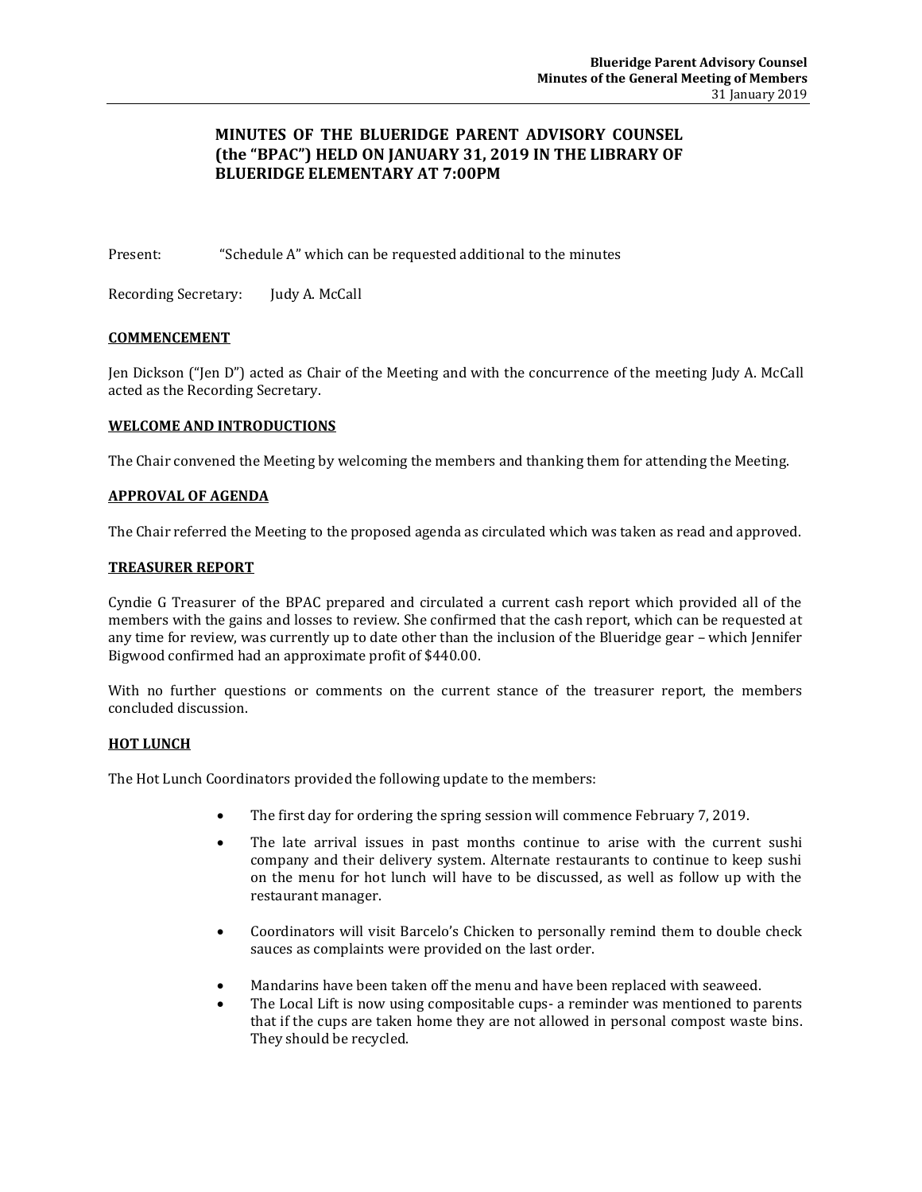**MINUTES OF THE BLUERIDGE PARENT ADVISORY COUNSEL (the "BPAC") HELD ON JANUARY 31, 2019 IN THE LIBRARY OF BLUERIDGE ELEMENTARY AT 7:00PM**

Present: "Schedule A" which can be requested additional to the minutes

Recording Secretary: Judy A. McCall

## COMMENCEMENT

Jen Dickson ("Jen D") acted as Chair of the Meeting and with the concurrence of the meeting Judy A. McCall acted as the Recording Secretary.

## WELCOME AND INTRODUCTIONS

The Chair convened the Meeting by welcoming the members and thanking them for attending the Meeting.

## APPROVAL OF AGENDA

The Chair referred the Meeting to the proposed agenda as circulated which was taken as read and approved.

## TREASURER REPORT

Cyndie G Treasurer of the BPAC prepared and circulated a current cash report which provided all of the members with the gains and losses to review. She confirmed that the cash report, which can be requested at any time for review, was currently up to date other than the inclusion of the Blueridge gear – which Jennifer Bigwood confirmed had an approximate profit of $440.00.

With no further questions or comments on the current stance of the treasurer report, the members concluded discussion.

## HOT LUNCH

The Hot Lunch Coordinators provided the following update to the members:

- The first day for ordering the spring session will commence February 7, 2019.
- The late arrival issues in past months continue to arise with the current sushi company and their delivery system. Alternate restaurants to continue to keep sushi on the menu for hot lunch will have to be discussed, as well as follow up with the restaurant manager.
- Coordinators will visit Barcelo's Chicken to personally remind them to double check sauces as complaints were provided on the last order.
- Mandarins have been taken off the menu and have been replaced with seaweed.
- The Local Lift is now using compositable cups- a reminder was mentioned to parents that if the cups are taken home they are not allowed in personal compost waste bins. They should be recycled.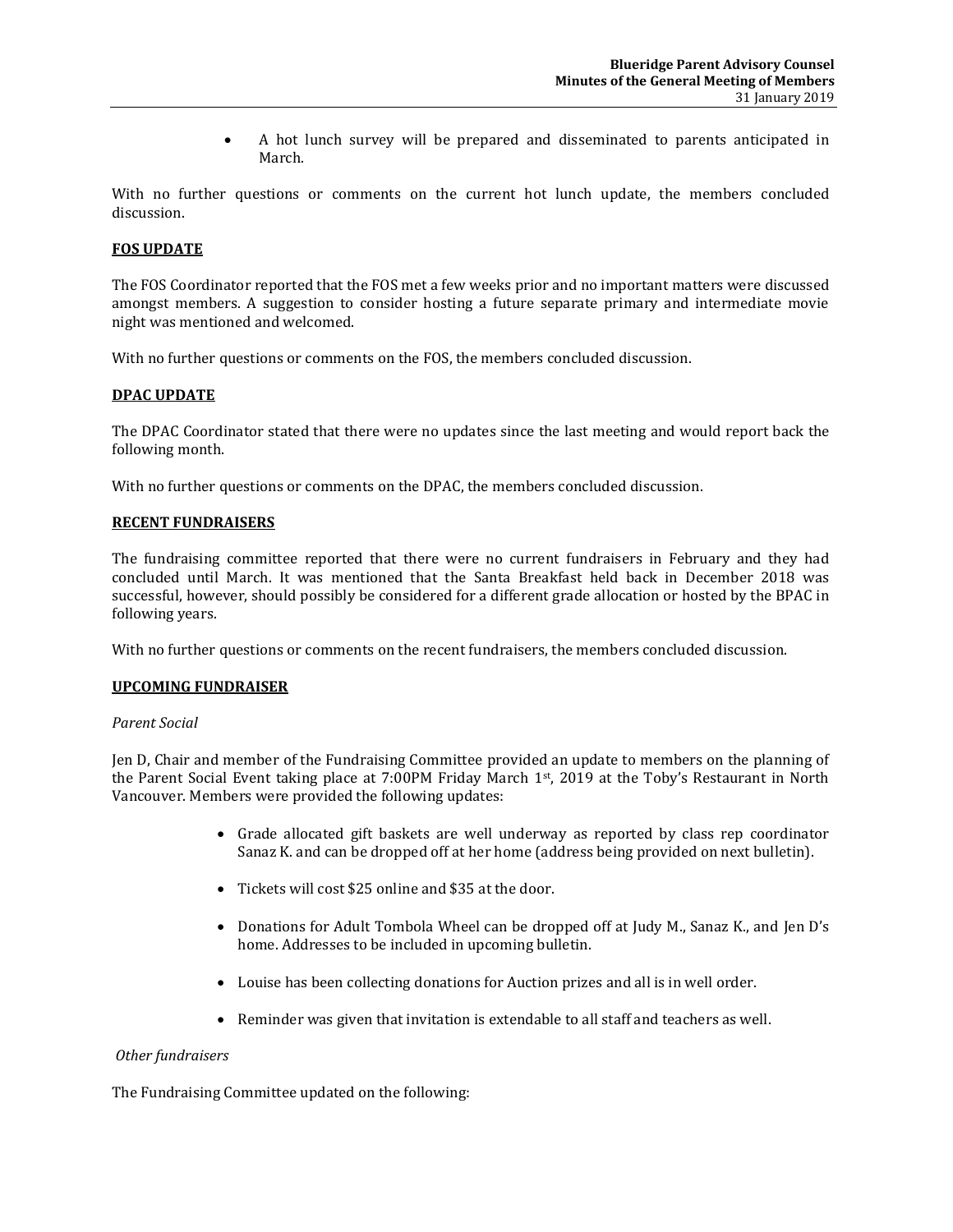- A hot lunch survey will be prepared and disseminated to parents anticipated in March.

With no further questions or comments on the current hot lunch update, the members concluded discussion.

## FOS UPDATE

The FOS Coordinator reported that the FOS met a few weeks prior and no important matters were discussed amongst members. A suggestion to consider hosting a future separate primary and intermediate movie night was mentioned and welcomed.

With no further questions or comments on the FOS, the members concluded discussion.

## DPAC UPDATE

The DPAC Coordinator stated that there were no updates since the last meeting and would report back the following month.

With no further questions or comments on the DPAC, the members concluded discussion.

## RECENT FUNDRAISERS

The fundraising committee reported that there were no current fundraisers in February and they had concluded until March. It was mentioned that the Santa Breakfast held back in December 2018 was successful, however, should possibly be considered for a different grade allocation or hosted by the BPAC in following years.

With no further questions or comments on the recent fundraisers, the members concluded discussion.

## UPCOMING FUNDRAISER

*Parent Social*

Jen D, Chair and member of the Fundraising Committee provided an update to members on the planning of the Parent Social Event taking place at 7:00PM Friday March 1st, 2019 at the Toby's Restaurant in North Vancouver. Members were provided the following updates:

- Grade allocated gift baskets are well underway as reported by class rep coordinator Sanaz K. and can be dropped off at her home (address being provided on next bulletin).
- Tickets will cost $25 online and $35 at the door.
- Donations for Adult Tombola Wheel can be dropped off at Judy M., Sanaz K., and Jen D's home. Addresses to be included in upcoming bulletin.
- Louise has been collecting donations for Auction prizes and all is in well order.
- Reminder was given that invitation is extendable to all staff and teachers as well.

*Other fundraisers*

The Fundraising Committee updated on the following: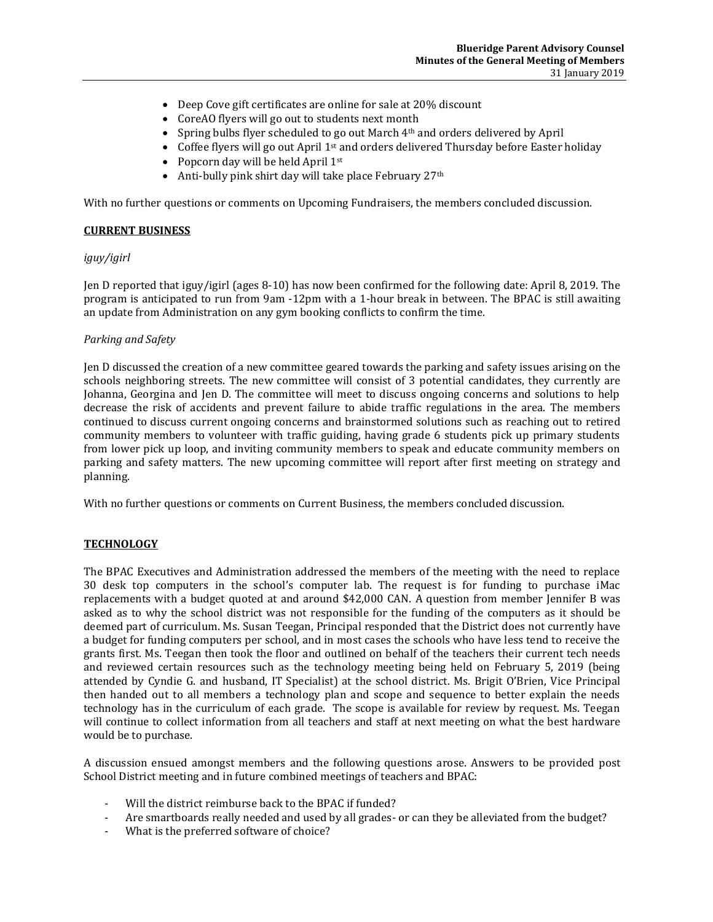- Deep Cove gift certificates are online for sale at 20% discount
- CoreAO flyers will go out to students next month
- Spring bulbs flyer scheduled to go out March 4th and orders delivered by April
- Coffee flyers will go out April 1st and orders delivered Thursday before Easter holiday
- Popcorn day will be held April 1st
- Anti-bully pink shirt day will take place February 27th

With no further questions or comments on Upcoming Fundraisers, the members concluded discussion.

## CURRENT BUSINESS

*iguy/igirl*

Jen D reported that iguy/igirl (ages 8-10) has now been confirmed for the following date: April 8, 2019. The program is anticipated to run from 9am -12pm with a 1-hour break in between. The BPAC is still awaiting an update from Administration on any gym booking conflicts to confirm the time.

*Parking and Safety*

Jen D discussed the creation of a new committee geared towards the parking and safety issues arising on the schools neighboring streets. The new committee will consist of 3 potential candidates, they currently are Johanna, Georgina and Jen D. The committee will meet to discuss ongoing concerns and solutions to help decrease the risk of accidents and prevent failure to abide traffic regulations in the area. The members continued to discuss current ongoing concerns and brainstormed solutions such as reaching out to retired community members to volunteer with traffic guiding, having grade 6 students pick up primary students from lower pick up loop, and inviting community members to speak and educate community members on parking and safety matters. The new upcoming committee will report after first meeting on strategy and planning.

With no further questions or comments on Current Business, the members concluded discussion.

## TECHNOLOGY

The BPAC Executives and Administration addressed the members of the meeting with the need to replace 30 desk top computers in the school's computer lab. The request is for funding to purchase iMac replacements with a budget quoted at and around $42,000 CAN. A question from member Jennifer B was asked as to why the school district was not responsible for the funding of the computers as it should be deemed part of curriculum. Ms. Susan Teegan, Principal responded that the District does not currently have a budget for funding computers per school, and in most cases the schools who have less tend to receive the grants first. Ms. Teegan then took the floor and outlined on behalf of the teachers their current tech needs and reviewed certain resources such as the technology meeting being held on February 5, 2019 (being attended by Cyndie G. and husband, IT Specialist) at the school district. Ms. Brigit O'Brien, Vice Principal then handed out to all members a technology plan and scope and sequence to better explain the needs technology has in the curriculum of each grade. The scope is available for review by request. Ms. Teegan will continue to collect information from all teachers and staff at next meeting on what the best hardware would be to purchase.

A discussion ensued amongst members and the following questions arose. Answers to be provided post School District meeting and in future combined meetings of teachers and BPAC:

- Will the district reimburse back to the BPAC if funded?
- Are smartboards really needed and used by all grades- or can they be alleviated from the budget?
- What is the preferred software of choice?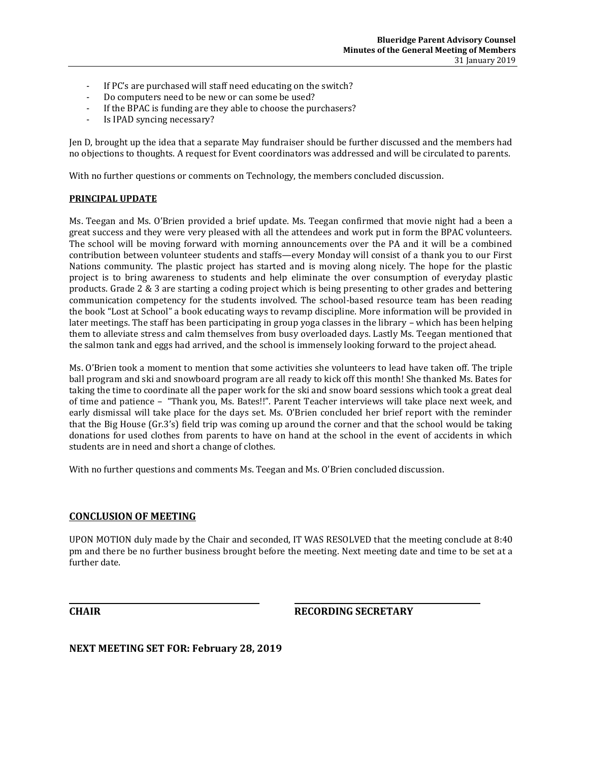- If PC's are purchased will staff need educating on the switch?
- Do computers need to be new or can some be used?
- If the BPAC is funding are they able to choose the purchasers?
- Is IPAD syncing necessary?

Jen D, brought up the idea that a separate May fundraiser should be further discussed and the members had no objections to thoughts. A request for Event coordinators was addressed and will be circulated to parents.

With no further questions or comments on Technology, the members concluded discussion.

**PRINCIPAL UPDATE**

Ms. Teegan and Ms. O'Brien provided a brief update. Ms. Teegan confirmed that movie night had a been a great success and they were very pleased with all the attendees and work put in form the BPAC volunteers. The school will be moving forward with morning announcements over the PA and it will be a combined contribution between volunteer students and staffs—every Monday will consist of a thank you to our First Nations community. The plastic project has started and is moving along nicely. The hope for the plastic project is to bring awareness to students and help eliminate the over consumption of everyday plastic products. Grade 2 & 3 are starting a coding project which is being presenting to other grades and bettering communication competency for the students involved. The school-based resource team has been reading the book "Lost at School" a book educating ways to revamp discipline. More information will be provided in later meetings. The staff has been participating in group yoga classes in the library – which has been helping them to alleviate stress and calm themselves from busy overloaded days. Lastly Ms. Teegan mentioned that the salmon tank and eggs had arrived, and the school is immensely looking forward to the project ahead.

Ms. O'Brien took a moment to mention that some activities she volunteers to lead have taken off. The triple ball program and ski and snowboard program are all ready to kick off this month! She thanked Ms. Bates for taking the time to coordinate all the paper work for the ski and snow board sessions which took a great deal of time and patience – "Thank you, Ms. Bates!!". Parent Teacher interviews will take place next week, and early dismissal will take place for the days set. Ms. O'Brien concluded her brief report with the reminder that the Big House (Gr.3's) field trip was coming up around the corner and that the school would be taking donations for used clothes from parents to have on hand at the school in the event of accidents in which students are in need and short a change of clothes.

With no further questions and comments Ms. Teegan and Ms. O'Brien concluded discussion.

**CONCLUSION OF MEETING**

UPON MOTION duly made by the Chair and seconded, IT WAS RESOLVED that the meeting conclude at 8:40 pm and there be no further business brought before the meeting. Next meeting date and time to be set at a further date.

**CHAIR** **RECORDING SECRETARY**

**NEXT MEETING SET FOR: February 28, 2019**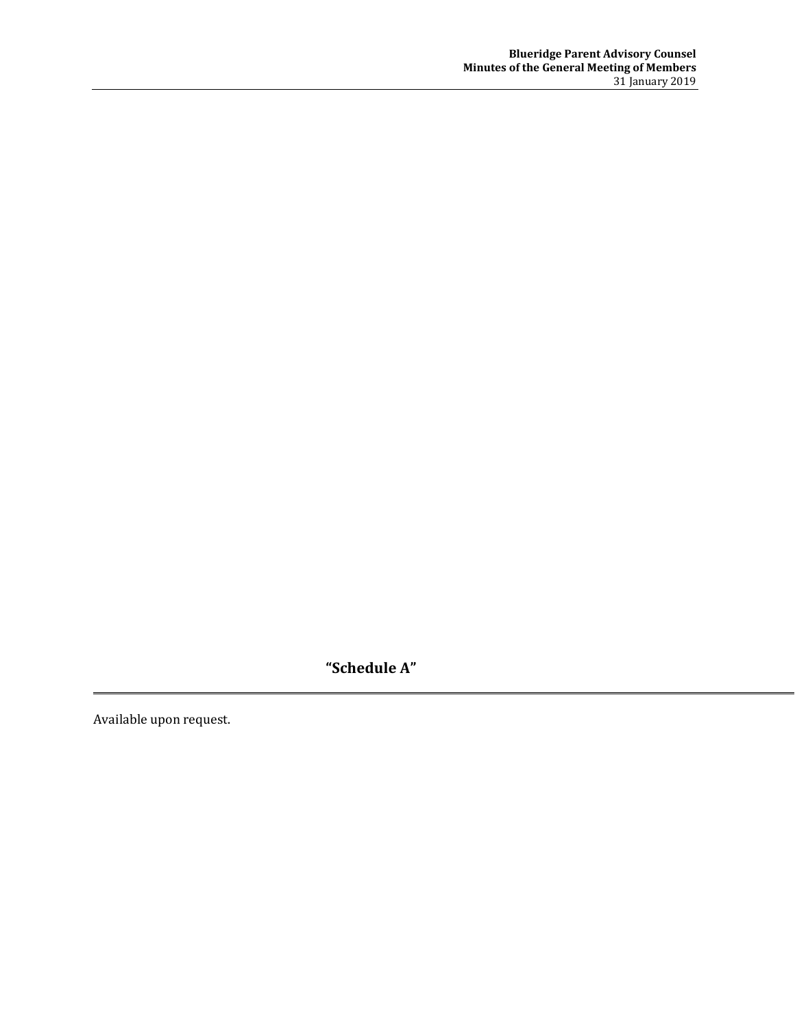## "Schedule A"

Available upon request.